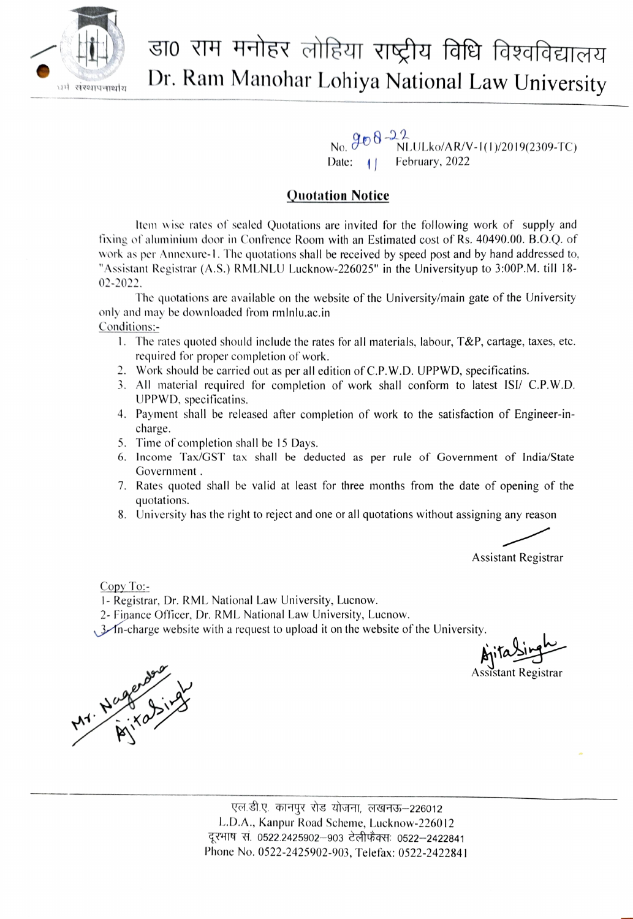# डा0 राम मनोहर लोहिया राष्ट्रीय विधि विश्वविद्यालय
# Dr. Ram Manohar Lohiya National Law University

No. 908-22 NLULko/AR/V-1(1)/2019(2309-TC)
Date: 11 February, 2022

## Quotation Notice

Item wise rates of sealed Quotations are invited for the following work of supply and fixing of aluminium door in Confrence Room with an Estimated cost of Rs. 40490.00. B.O.Q. of work as per Annexure-1. The quotations shall be received by speed post and by hand addressed to, "Assistant Registrar (A.S.) RMLNLU Lucknow-226025" in the Universityup to 3:00P.M. till 18-02-2022.

The quotations are available on the website of the University/main gate of the University only and may be downloaded from rmlnlu.ac.in

Conditions:-

1. The rates quoted should include the rates for all materials, labour, T&P, cartage, taxes, etc. required for proper completion of work.
2. Work should be carried out as per all edition of C.P.W.D. UPPWD, specificatins.
3. All material required for completion of work shall conform to latest ISI/ C.P.W.D. UPPWD, specificatins.
4. Payment shall be released after completion of work to the satisfaction of Engineer-in-charge.
5. Time of completion shall be 15 Days.
6. Income Tax/GST tax shall be deducted as per rule of Government of India/State Government .
7. Rates quoted shall be valid at least for three months from the date of opening of the quotations.
8. University has the right to reject and one or all quotations without assigning any reason

Assistant Registrar

Copy To:-

1- Registrar, Dr. RML National Law University, Lucnow.
2- Finance Officer, Dr. RML National Law University, Lucnow.
3- In-charge website with a request to upload it on the website of the University.

Ajitasingh
Assistant Registrar

Mr. Nagendra
Ajitasingh

एल.डी.ए. कानपुर रोड योजना, लखनऊ–226012
L.D.A., Kanpur Road Scheme, Lucknow-226012
दूरभाष सं. 0522.2425902–903 टेलीफैक्स: 0522–2422841
Phone No. 0522-2425902-903, Telefax: 0522-2422841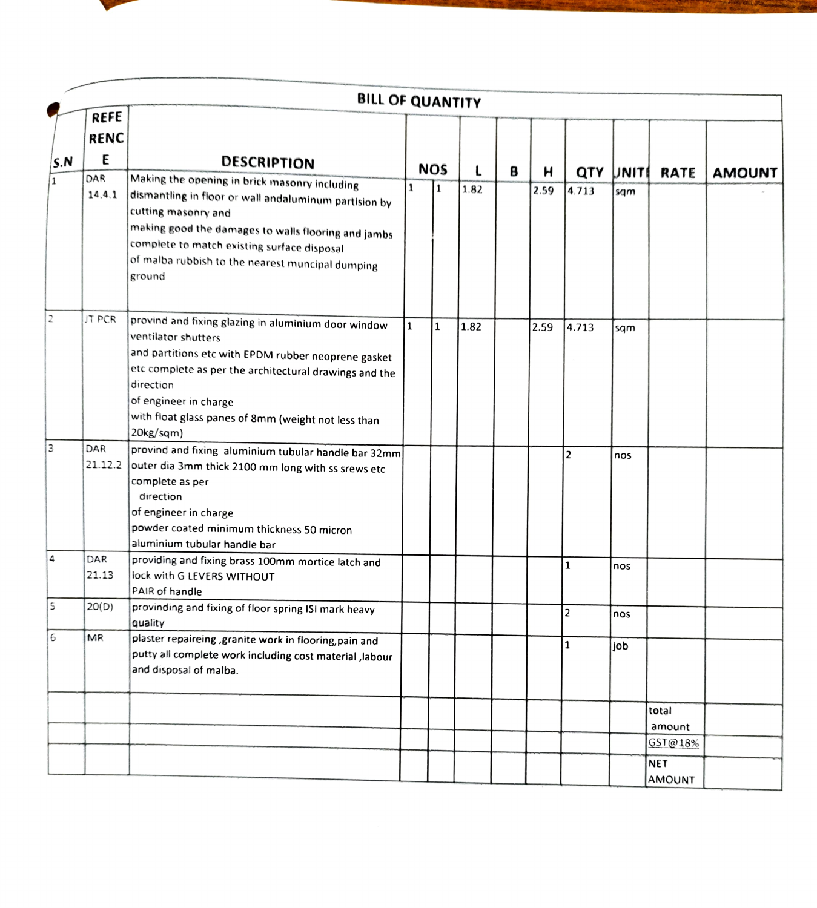## BILL OF QUANTITY

| S.N | REFERENCE | DESCRIPTION | NOS | | L | B | H | QTY | UNIT | RATE | AMOUNT |
|---|---|---|---|---|---|---|---|---|---|---|---|
| 1 | DAR 14.4.1 | Making the opening in brick masonry including dismantling in floor or wall andaluminum partision by cutting masonry and making good the damages to walls flooring and jambs complete to match existing surface disposal of malba rubbish to the nearest muncipal dumping ground | 1 | 1 | 1.82 | | 2.59 | 4.713 | sqm | | - |
| 2 | JT PCR | provind and fixing glazing in aluminium door window ventilator shutters and partitions etc with EPDM rubber neoprene gasket etc complete as per the architectural drawings and the direction of engineer in charge with float glass panes of 8mm (weight not less than 20kg/sqm) | 1 | 1 | 1.82 | | 2.59 | 4.713 | sqm | | |
| 3 | DAR 21.12.2 | provind and fixing aluminium tubular handle bar 32mm outer dia 3mm thick 2100 mm long with ss srews etc complete as per direction of engineer in charge powder coated minimum thickness 50 micron aluminium tubular handle bar | | | | | | 2 | nos | | |
| 4 | DAR 21.13 | providing and fixing brass 100mm mortice latch and lock with G LEVERS WITHOUT PAIR of handle | | | | | | 1 | nos | | |
| 5 | 20(D) | provinding and fixing of floor spring ISI mark heavy quality | | | | | | 2 | nos | | |
| 6 | MR | plaster repaireing ,granite work in flooring,pain and putty all complete work including cost material ,labour and disposal of malba. | | | | | | 1 | job | | |
| | | | | | | | | | | total amount | |
| | | | | | | | | | | GST@18% | |
| | | | | | | | | | | NET AMOUNT | |